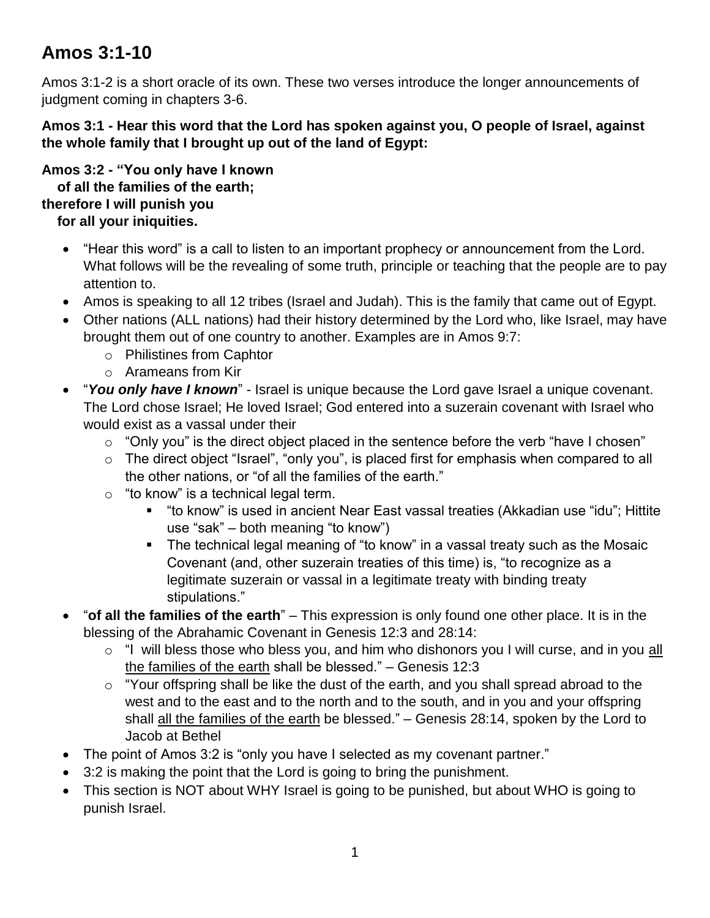# Amos 3:1-10

Amos 3:1-2 is a short oracle of its own. These two verses introduce the longer announcements of judgment coming in chapters 3-6.

**Amos 3:1 - Hear this word that the Lord has spoken against you, O people of Israel, against the whole family that I brought up out of the land of Egypt:**

**Amos 3:2 - "You only have I known**
**of all the families of the earth;**
**therefore I will punish you**
**for all your iniquities.**

- "Hear this word" is a call to listen to an important prophecy or announcement from the Lord. What follows will be the revealing of some truth, principle or teaching that the people are to pay attention to.
- Amos is speaking to all 12 tribes (Israel and Judah). This is the family that came out of Egypt.
- Other nations (ALL nations) had their history determined by the Lord who, like Israel, may have brought them out of one country to another. Examples are in Amos 9:7:
    - Philistines from Caphtor
    - Arameans from Kir
- "***You only have I known***" - Israel is unique because the Lord gave Israel a unique covenant. The Lord chose Israel; He loved Israel; God entered into a suzerain covenant with Israel who would exist as a vassal under their
    - "Only you" is the direct object placed in the sentence before the verb "have I chosen"
    - The direct object "Israel", "only you", is placed first for emphasis when compared to all the other nations, or "of all the families of the earth."
    - "to know" is a technical legal term.
        - "to know" is used in ancient Near East vassal treaties (Akkadian use "idu"; Hittite use "sak" – both meaning "to know")
        - The technical legal meaning of "to know" in a vassal treaty such as the Mosaic Covenant (and, other suzerain treaties of this time) is, "to recognize as a legitimate suzerain or vassal in a legitimate treaty with binding treaty stipulations."
- "**of all the families of the earth**" – This expression is only found one other place. It is in the blessing of the Abrahamic Covenant in Genesis 12:3 and 28:14:
    - "I will bless those who bless you, and him who dishonors you I will curse, and in you <u>all the families of the earth</u> shall be blessed." – Genesis 12:3
    - "Your offspring shall be like the dust of the earth, and you shall spread abroad to the west and to the east and to the north and to the south, and in you and your offspring shall <u>all the families of the earth</u> be blessed." – Genesis 28:14, spoken by the Lord to Jacob at Bethel
- The point of Amos 3:2 is "only you have I selected as my covenant partner."
- 3:2 is making the point that the Lord is going to bring the punishment.
- This section is NOT about WHY Israel is going to be punished, but about WHO is going to punish Israel.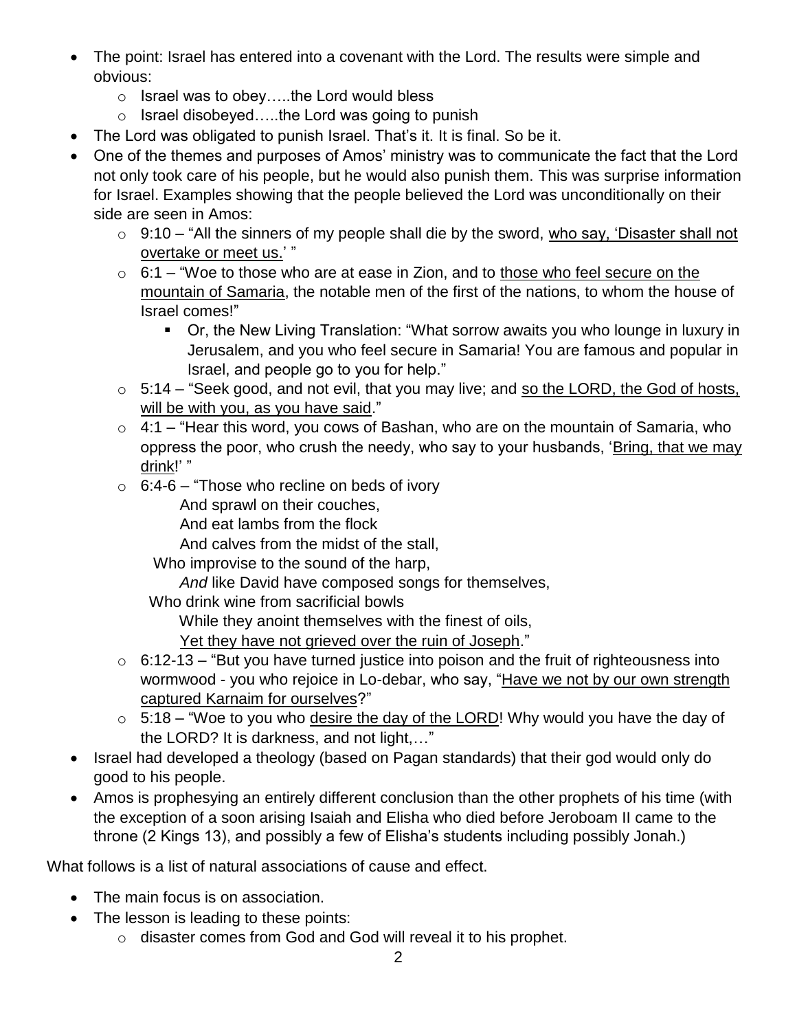- The point: Israel has entered into a covenant with the Lord. The results were simple and obvious:
  - Israel was to obey…..the Lord would bless
  - Israel disobeyed…..the Lord was going to punish
- The Lord was obligated to punish Israel. That's it. It is final. So be it.
- One of the themes and purposes of Amos' ministry was to communicate the fact that the Lord not only took care of his people, but he would also punish them. This was surprise information for Israel. Examples showing that the people believed the Lord was unconditionally on their side are seen in Amos:
  - 9:10 – "All the sinners of my people shall die by the sword, <u>who say, 'Disaster shall not overtake or meet us.'</u> "
  - 6:1 – "Woe to those who are at ease in Zion, and to <u>those who feel secure on the mountain of Samaria</u>, the notable men of the first of the nations, to whom the house of Israel comes!"
    - Or, the New Living Translation: "What sorrow awaits you who lounge in luxury in Jerusalem, and you who feel secure in Samaria! You are famous and popular in Israel, and people go to you for help."
  - 5:14 – "Seek good, and not evil, that you may live; and <u>so the LORD, the God of hosts, will be with you, as you have said</u>."
  - 4:1 – "Hear this word, you cows of Bashan, who are on the mountain of Samaria, who oppress the poor, who crush the needy, who say to your husbands, '<u>Bring, that we may drink</u>!' "
  - 6:4-6 – "Those who recline on beds of ivory  
    And sprawl on their couches,  
    And eat lambs from the flock  
    And calves from the midst of the stall,  
    Who improvise to the sound of the harp,  
    *And* like David have composed songs for themselves,  
    Who drink wine from sacrificial bowls  
    While they anoint themselves with the finest of oils,  
    <u>Yet they have not grieved over the ruin of Joseph</u>."
  - 6:12-13 – "But you have turned justice into poison and the fruit of righteousness into wormwood - you who rejoice in Lo-debar, who say, "<u>Have we not by our own strength captured Karnaim for ourselves</u>?"
  - 5:18 – "Woe to you who <u>desire the day of the LORD</u>! Why would you have the day of the LORD? It is darkness, and not light,…"
- Israel had developed a theology (based on Pagan standards) that their god would only do good to his people.
- Amos is prophesying an entirely different conclusion than the other prophets of his time (with the exception of a soon arising Isaiah and Elisha who died before Jeroboam II came to the throne (2 Kings 13), and possibly a few of Elisha's students including possibly Jonah.)

What follows is a list of natural associations of cause and effect.

- The main focus is on association.
- The lesson is leading to these points:
  - disaster comes from God and God will reveal it to his prophet.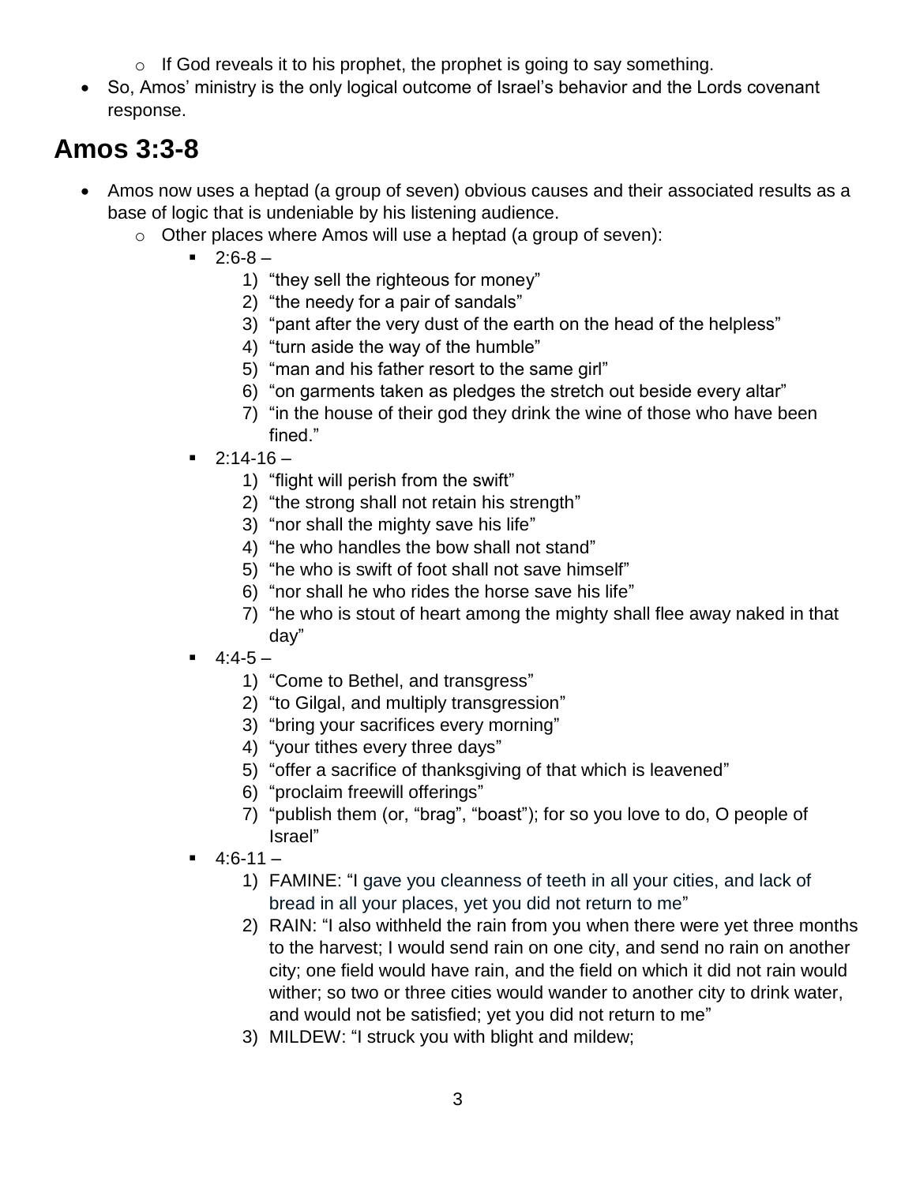- If God reveals it to his prophet, the prophet is going to say something.
- So, Amos' ministry is the only logical outcome of Israel's behavior and the Lords covenant response.

# Amos 3:3-8

- Amos now uses a heptad (a group of seven) obvious causes and their associated results as a base of logic that is undeniable by his listening audience.
  - Other places where Amos will use a heptad (a group of seven):
    - 2:6-8 –
      1) "they sell the righteous for money"
      2) "the needy for a pair of sandals"
      3) "pant after the very dust of the earth on the head of the helpless"
      4) "turn aside the way of the humble"
      5) "man and his father resort to the same girl"
      6) "on garments taken as pledges the stretch out beside every altar"
      7) "in the house of their god they drink the wine of those who have been fined."
    - 2:14-16 –
      1) "flight will perish from the swift"
      2) "the strong shall not retain his strength"
      3) "nor shall the mighty save his life"
      4) "he who handles the bow shall not stand"
      5) "he who is swift of foot shall not save himself"
      6) "nor shall he who rides the horse save his life"
      7) "he who is stout of heart among the mighty shall flee away naked in that day"
    - 4:4-5 –
      1) "Come to Bethel, and transgress"
      2) "to Gilgal, and multiply transgression"
      3) "bring your sacrifices every morning"
      4) "your tithes every three days"
      5) "offer a sacrifice of thanksgiving of that which is leavened"
      6) "proclaim freewill offerings"
      7) "publish them (or, "brag", "boast"); for so you love to do, O people of Israel"
    - 4:6-11 –
      1) FAMINE: "I gave you cleanness of teeth in all your cities, and lack of bread in all your places, yet you did not return to me"
      2) RAIN: "I also withheld the rain from you when there were yet three months to the harvest; I would send rain on one city, and send no rain on another city; one field would have rain, and the field on which it did not rain would wither; so two or three cities would wander to another city to drink water, and would not be satisfied; yet you did not return to me"
      3) MILDEW: "I struck you with blight and mildew;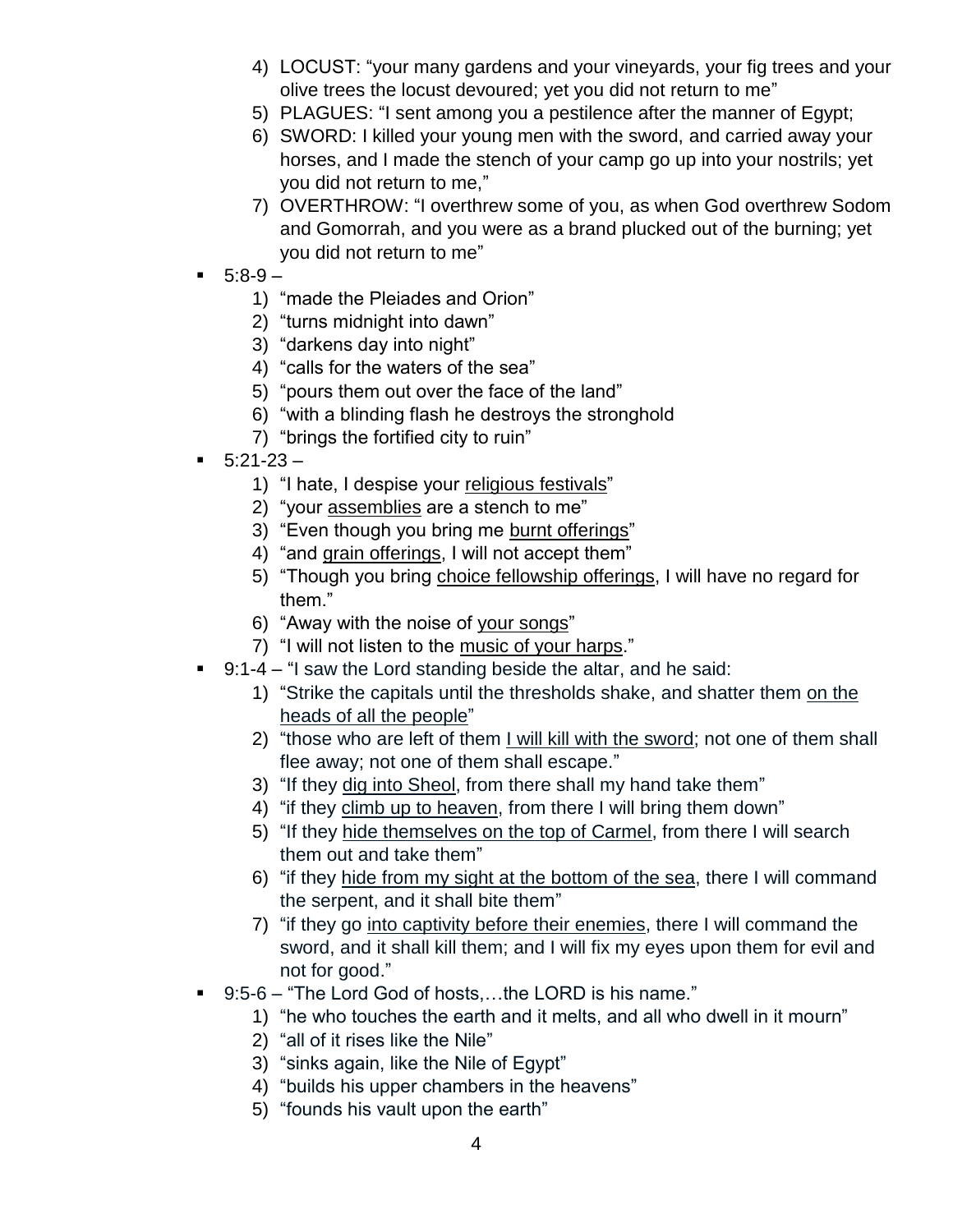4) LOCUST: "your many gardens and your vineyards, your fig trees and your olive trees the locust devoured; yet you did not return to me"
   5) PLAGUES: "I sent among you a pestilence after the manner of Egypt;
   6) SWORD: I killed your young men with the sword, and carried away your horses, and I made the stench of your camp go up into your nostrils; yet you did not return to me,"
   7) OVERTHROW: "I overthrew some of you, as when God overthrew Sodom and Gomorrah, and you were as a brand plucked out of the burning; yet you did not return to me"

- 5:8-9 –
   1) "made the Pleiades and Orion"
   2) "turns midnight into dawn"
   3) "darkens day into night"
   4) "calls for the waters of the sea"
   5) "pours them out over the face of the land"
   6) "with a blinding flash he destroys the stronghold
   7) "brings the fortified city to ruin"

- 5:21-23 –
   1) "I hate, I despise your <u>religious festivals</u>"
   2) "your <u>assemblies</u> are a stench to me"
   3) "Even though you bring me <u>burnt offerings</u>"
   4) "and <u>grain offerings</u>, I will not accept them"
   5) "Though you bring <u>choice fellowship offerings</u>, I will have no regard for them."
   6) "Away with the noise of <u>your songs</u>"
   7) "I will not listen to the <u>music of your harps</u>."

- 9:1-4 – "I saw the Lord standing beside the altar, and he said:
   1) "Strike the capitals until the thresholds shake, and shatter them <u>on the heads of all the people</u>"
   2) "those who are left of them <u>I will kill with the sword</u>; not one of them shall flee away; not one of them shall escape."
   3) "If they <u>dig into Sheol</u>, from there shall my hand take them"
   4) "if they <u>climb up to heaven</u>, from there I will bring them down"
   5) "If they <u>hide themselves on the top of Carmel</u>, from there I will search them out and take them"
   6) "if they <u>hide from my sight at the bottom of the sea</u>, there I will command the serpent, and it shall bite them"
   7) "if they go <u>into captivity before their enemies</u>, there I will command the sword, and it shall kill them; and I will fix my eyes upon them for evil and not for good."

- 9:5-6 – "The Lord God of hosts,…the LORD is his name."
   1) "he who touches the earth and it melts, and all who dwell in it mourn"
   2) "all of it rises like the Nile"
   3) "sinks again, like the Nile of Egypt"
   4) "builds his upper chambers in the heavens"
   5) "founds his vault upon the earth"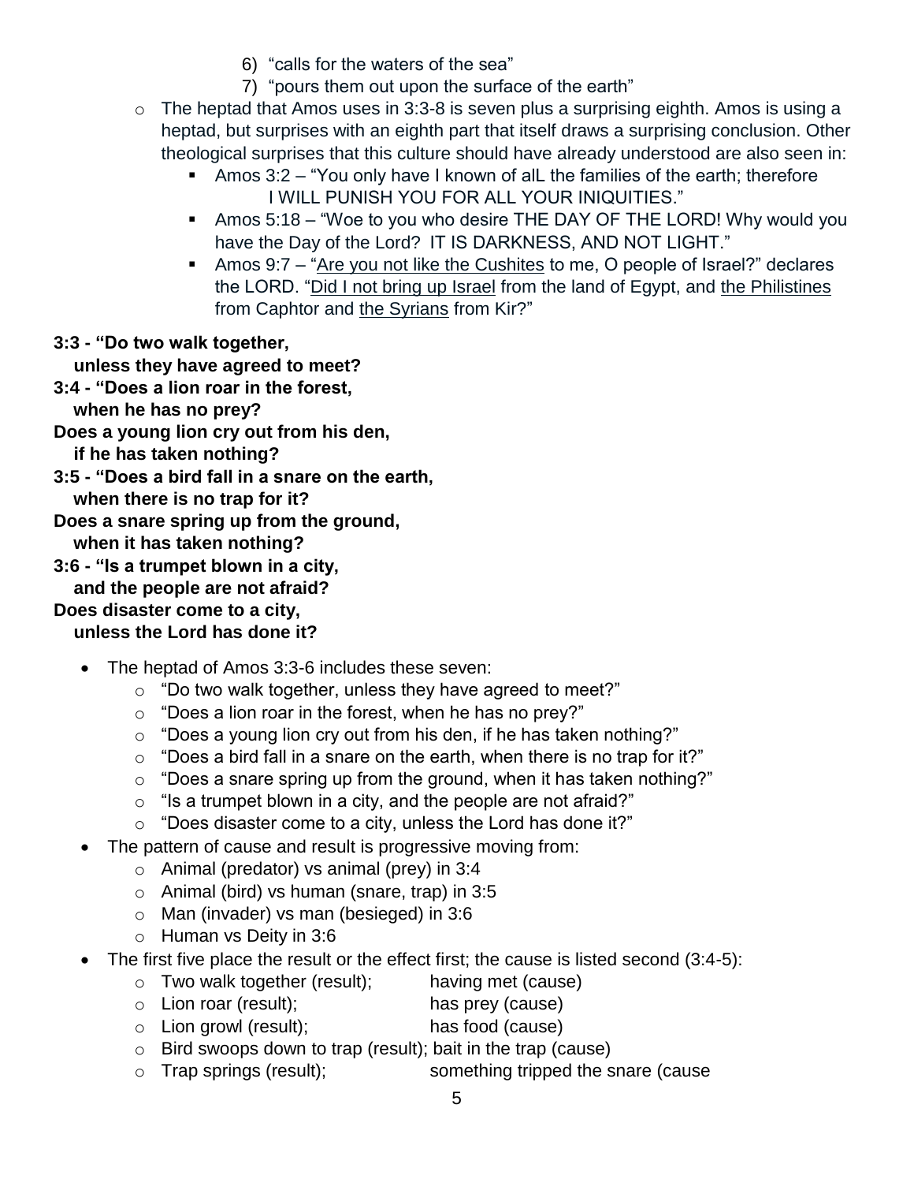6) "calls for the waters of the sea"
7) "pours them out upon the surface of the earth"

- The heptad that Amos uses in 3:3-8 is seven plus a surprising eighth. Amos is using a heptad, but surprises with an eighth part that itself draws a surprising conclusion. Other theological surprises that this culture should have already understood are also seen in:
  - Amos 3:2 – "You only have I known of alL the families of the earth; therefore I WILL PUNISH YOU FOR ALL YOUR INIQUITIES."
  - Amos 5:18 – "Woe to you who desire THE DAY OF THE LORD! Why would you have the Day of the Lord? IT IS DARKNESS, AND NOT LIGHT."
  - Amos 9:7 – "Are you not like the Cushites to me, O people of Israel?" declares the LORD. "Did I not bring up Israel from the land of Egypt, and the Philistines from Caphtor and the Syrians from Kir?"

**3:3 - "Do two walk together,**
**unless they have agreed to meet?**
**3:4 - "Does a lion roar in the forest,**
**when he has no prey?**
**Does a young lion cry out from his den,**
**if he has taken nothing?**
**3:5 - "Does a bird fall in a snare on the earth,**
**when there is no trap for it?**
**Does a snare spring up from the ground,**
**when it has taken nothing?**
**3:6 - "Is a trumpet blown in a city,**
**and the people are not afraid?**
**Does disaster come to a city,**
**unless the Lord has done it?**

- The heptad of Amos 3:3-6 includes these seven:
  - "Do two walk together, unless they have agreed to meet?"
  - "Does a lion roar in the forest, when he has no prey?"
  - "Does a young lion cry out from his den, if he has taken nothing?"
  - "Does a bird fall in a snare on the earth, when there is no trap for it?"
  - "Does a snare spring up from the ground, when it has taken nothing?"
  - "Is a trumpet blown in a city, and the people are not afraid?"
  - "Does disaster come to a city, unless the Lord has done it?"
- The pattern of cause and result is progressive moving from:
  - Animal (predator) vs animal (prey) in 3:4
  - Animal (bird) vs human (snare, trap) in 3:5
  - Man (invader) vs man (besieged) in 3:6
  - Human vs Deity in 3:6
- The first five place the result or the effect first; the cause is listed second (3:4-5):
  - Two walk together (result); having met (cause)
  - Lion roar (result); has prey (cause)
  - Lion growl (result); has food (cause)
  - Bird swoops down to trap (result); bait in the trap (cause)
  - Trap springs (result); something tripped the snare (cause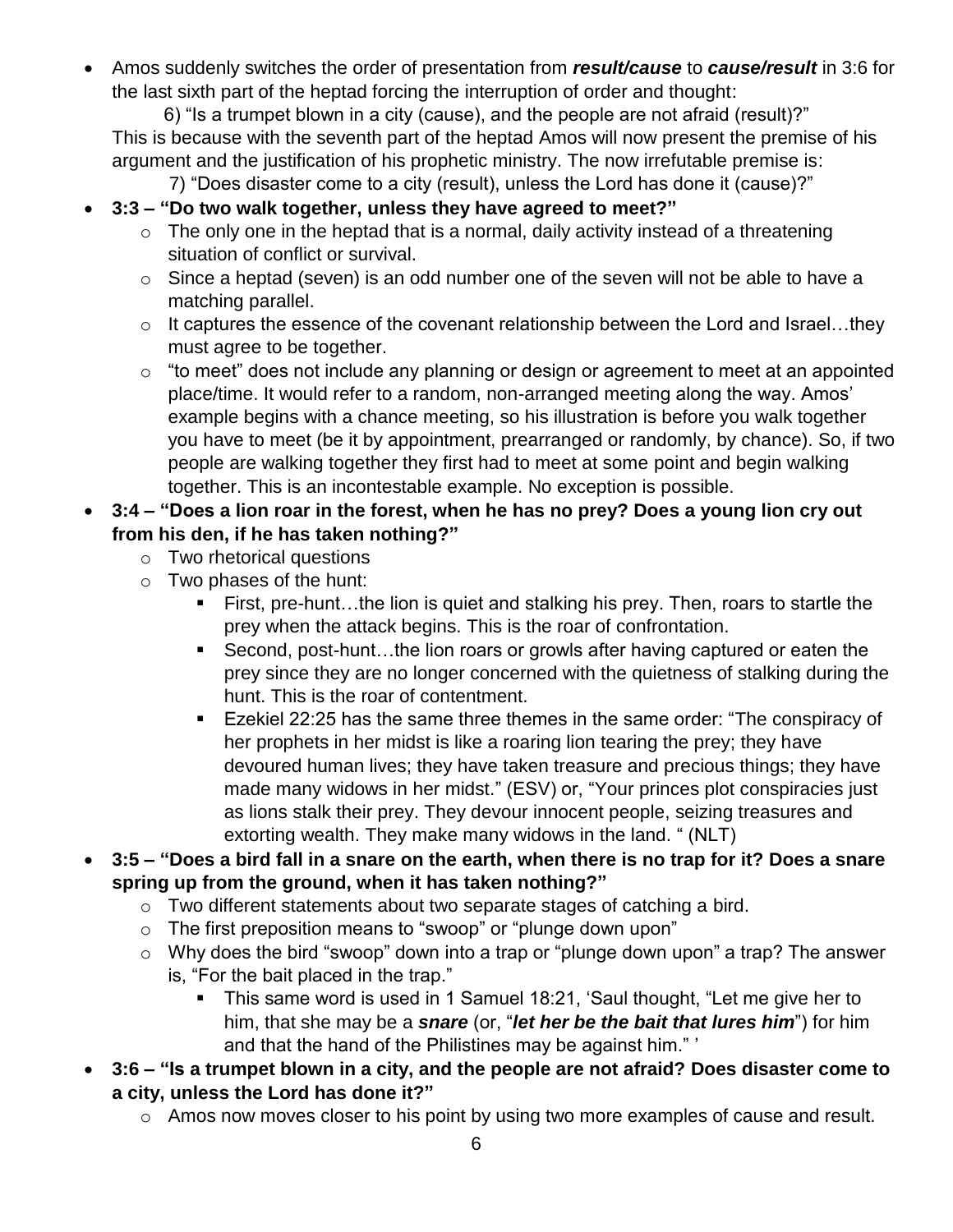- Amos suddenly switches the order of presentation from ***result/cause*** to ***cause/result*** in 3:6 for the last sixth part of the heptad forcing the interruption of order and thought:

  6) "Is a trumpet blown in a city (cause), and the people are not afraid (result)?"

  This is because with the seventh part of the heptad Amos will now present the premise of his argument and the justification of his prophetic ministry. The now irrefutable premise is:

  7) "Does disaster come to a city (result), unless the Lord has done it (cause)?"

- **3:3 – "Do two walk together, unless they have agreed to meet?"**
  - The only one in the heptad that is a normal, daily activity instead of a threatening situation of conflict or survival.
  - Since a heptad (seven) is an odd number one of the seven will not be able to have a matching parallel.
  - It captures the essence of the covenant relationship between the Lord and Israel…they must agree to be together.
  - "to meet" does not include any planning or design or agreement to meet at an appointed place/time. It would refer to a random, non-arranged meeting along the way. Amos' example begins with a chance meeting, so his illustration is before you walk together you have to meet (be it by appointment, prearranged or randomly, by chance). So, if two people are walking together they first had to meet at some point and begin walking together. This is an incontestable example. No exception is possible.
- **3:4 – "Does a lion roar in the forest, when he has no prey? Does a young lion cry out from his den, if he has taken nothing?"**
  - Two rhetorical questions
  - Two phases of the hunt:
    - First, pre-hunt…the lion is quiet and stalking his prey. Then, roars to startle the prey when the attack begins. This is the roar of confrontation.
    - Second, post-hunt…the lion roars or growls after having captured or eaten the prey since they are no longer concerned with the quietness of stalking during the hunt. This is the roar of contentment.
    - Ezekiel 22:25 has the same three themes in the same order: "The conspiracy of her prophets in her midst is like a roaring lion tearing the prey; they have devoured human lives; they have taken treasure and precious things; they have made many widows in her midst." (ESV) or, "Your princes plot conspiracies just as lions stalk their prey. They devour innocent people, seizing treasures and extorting wealth. They make many widows in the land. " (NLT)
- **3:5 – "Does a bird fall in a snare on the earth, when there is no trap for it? Does a snare spring up from the ground, when it has taken nothing?"**
  - Two different statements about two separate stages of catching a bird.
  - The first preposition means to "swoop" or "plunge down upon"
  - Why does the bird "swoop" down into a trap or "plunge down upon" a trap? The answer is, "For the bait placed in the trap."
    - This same word is used in 1 Samuel 18:21, 'Saul thought, "Let me give her to him, that she may be a ***snare*** (or, "***let her be the bait that lures him***") for him and that the hand of the Philistines may be against him." '
- **3:6 – "Is a trumpet blown in a city, and the people are not afraid? Does disaster come to a city, unless the Lord has done it?"**
  - Amos now moves closer to his point by using two more examples of cause and result.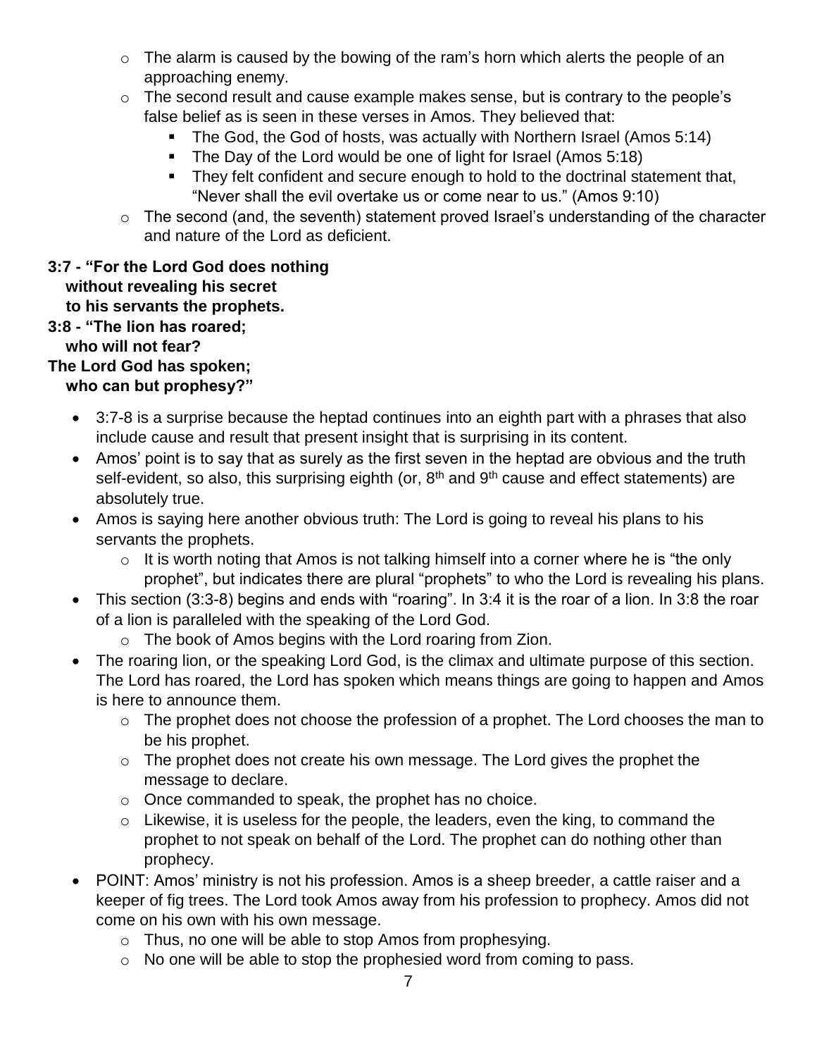- The alarm is caused by the bowing of the ram's horn which alerts the people of an approaching enemy.
    - The second result and cause example makes sense, but is contrary to the people's false belief as is seen in these verses in Amos. They believed that:
        - The God, the God of hosts, was actually with Northern Israel (Amos 5:14)
        - The Day of the Lord would be one of light for Israel (Amos 5:18)
        - They felt confident and secure enough to hold to the doctrinal statement that, "Never shall the evil overtake us or come near to us." (Amos 9:10)
    - The second (and, the seventh) statement proved Israel's understanding of the character and nature of the Lord as deficient.

**3:7 - "For the Lord God does nothing**
**without revealing his secret**
**to his servants the prophets.**
**3:8 - "The lion has roared;**
**who will not fear?**
**The Lord God has spoken;**
**who can but prophesy?"**

- 3:7-8 is a surprise because the heptad continues into an eighth part with a phrases that also include cause and result that present insight that is surprising in its content.
- Amos' point is to say that as surely as the first seven in the heptad are obvious and the truth self-evident, so also, this surprising eighth (or, 8th and 9th cause and effect statements) are absolutely true.
- Amos is saying here another obvious truth: The Lord is going to reveal his plans to his servants the prophets.
    - It is worth noting that Amos is not talking himself into a corner where he is "the only prophet", but indicates there are plural "prophets" to who the Lord is revealing his plans.
- This section (3:3-8) begins and ends with "roaring". In 3:4 it is the roar of a lion. In 3:8 the roar of a lion is paralleled with the speaking of the Lord God.
    - The book of Amos begins with the Lord roaring from Zion.
- The roaring lion, or the speaking Lord God, is the climax and ultimate purpose of this section. The Lord has roared, the Lord has spoken which means things are going to happen and Amos is here to announce them.
    - The prophet does not choose the profession of a prophet. The Lord chooses the man to be his prophet.
    - The prophet does not create his own message. The Lord gives the prophet the message to declare.
    - Once commanded to speak, the prophet has no choice.
    - Likewise, it is useless for the people, the leaders, even the king, to command the prophet to not speak on behalf of the Lord. The prophet can do nothing other than prophecy.
- POINT: Amos' ministry is not his profession. Amos is a sheep breeder, a cattle raiser and a keeper of fig trees. The Lord took Amos away from his profession to prophecy. Amos did not come on his own with his own message.
    - Thus, no one will be able to stop Amos from prophesying.
    - No one will be able to stop the prophesied word from coming to pass.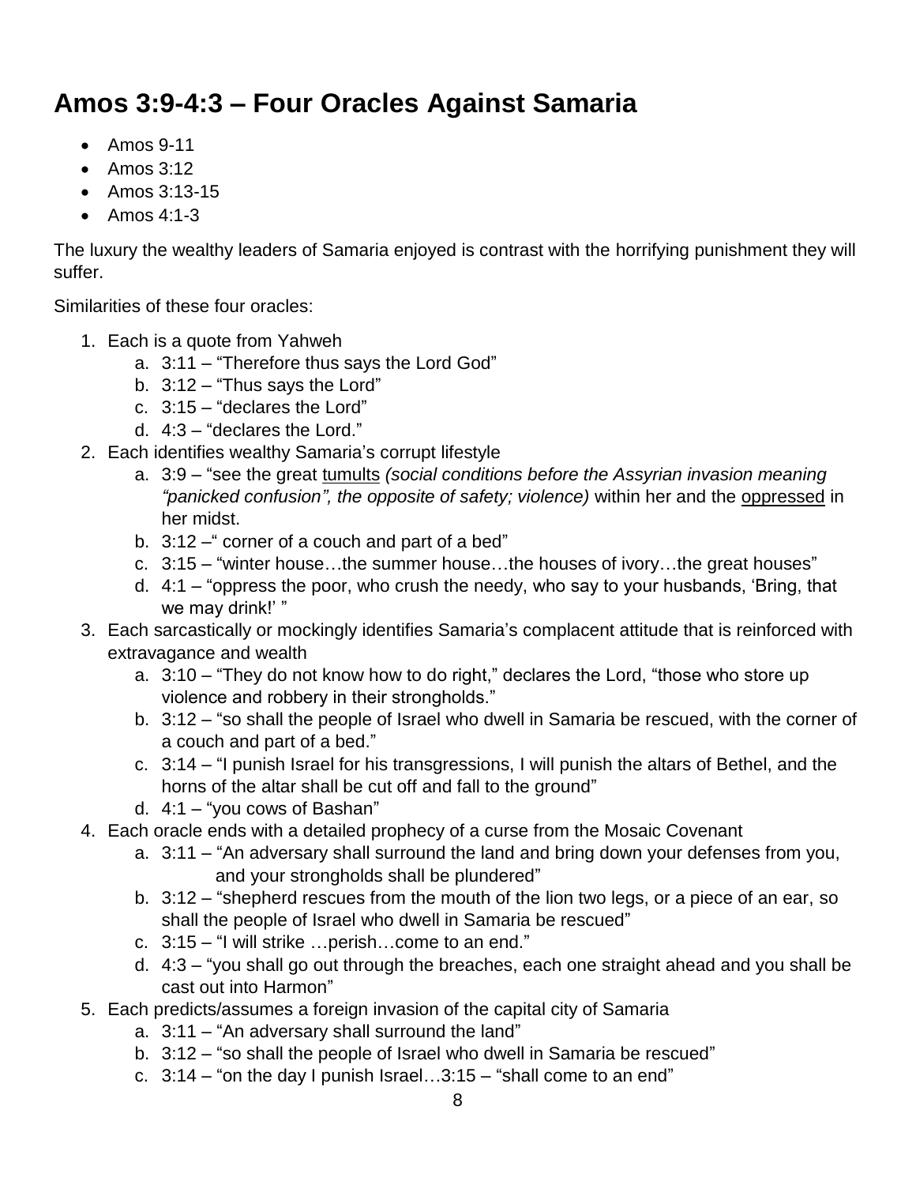# Amos 3:9-4:3 – Four Oracles Against Samaria

- Amos 9-11
- Amos 3:12
- Amos 3:13-15
- Amos 4:1-3

The luxury the wealthy leaders of Samaria enjoyed is contrast with the horrifying punishment they will suffer.

Similarities of these four oracles:

1. Each is a quote from Yahweh
   a. 3:11 – "Therefore thus says the Lord God"
   b. 3:12 – "Thus says the Lord"
   c. 3:15 – "declares the Lord"
   d. 4:3 – "declares the Lord."
2. Each identifies wealthy Samaria's corrupt lifestyle
   a. 3:9 – "see the great <u>tumults</u> *(social conditions before the Assyrian invasion meaning "panicked confusion", the opposite of safety; violence)* within her and the <u>oppressed</u> in her midst.
   b. 3:12 –" corner of a couch and part of a bed"
   c. 3:15 – "winter house…the summer house…the houses of ivory…the great houses"
   d. 4:1 – "oppress the poor, who crush the needy, who say to your husbands, 'Bring, that we may drink!' "
3. Each sarcastically or mockingly identifies Samaria's complacent attitude that is reinforced with extravagance and wealth
   a. 3:10 – "They do not know how to do right," declares the Lord, "those who store up violence and robbery in their strongholds."
   b. 3:12 – "so shall the people of Israel who dwell in Samaria be rescued, with the corner of a couch and part of a bed."
   c. 3:14 – "I punish Israel for his transgressions, I will punish the altars of Bethel, and the horns of the altar shall be cut off and fall to the ground"
   d. 4:1 – "you cows of Bashan"
4. Each oracle ends with a detailed prophecy of a curse from the Mosaic Covenant
   a. 3:11 – "An adversary shall surround the land and bring down your defenses from you, and your strongholds shall be plundered"
   b. 3:12 – "shepherd rescues from the mouth of the lion two legs, or a piece of an ear, so shall the people of Israel who dwell in Samaria be rescued"
   c. 3:15 – "I will strike …perish…come to an end."
   d. 4:3 – "you shall go out through the breaches, each one straight ahead and you shall be cast out into Harmon"
5. Each predicts/assumes a foreign invasion of the capital city of Samaria
   a. 3:11 – "An adversary shall surround the land"
   b. 3:12 – "so shall the people of Israel who dwell in Samaria be rescued"
   c. 3:14 – "on the day I punish Israel…3:15 – "shall come to an end"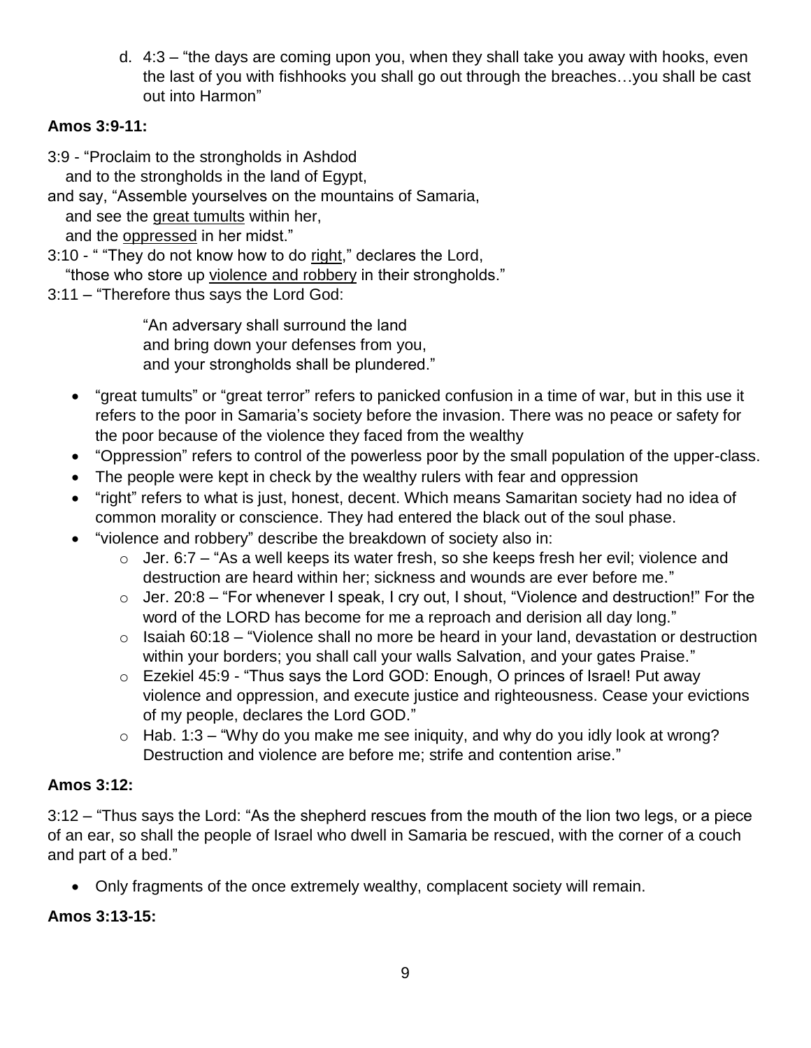d. 4:3 – "the days are coming upon you, when they shall take you away with hooks, even the last of you with fishhooks you shall go out through the breaches…you shall be cast out into Harmon"

**Amos 3:9-11:**

3:9 - "Proclaim to the strongholds in Ashdod
  and to the strongholds in the land of Egypt,
and say, "Assemble yourselves on the mountains of Samaria,
  and see the <u>great tumults</u> within her,
  and the <u>oppressed</u> in her midst."
3:10 - " "They do not know how to do <u>right</u>," declares the Lord,
  "those who store up <u>violence and robbery</u> in their strongholds."
3:11 – "Therefore thus says the Lord God:

> "An adversary shall surround the land
> and bring down your defenses from you,
> and your strongholds shall be plundered."

- "great tumults" or "great terror" refers to panicked confusion in a time of war, but in this use it refers to the poor in Samaria's society before the invasion. There was no peace or safety for the poor because of the violence they faced from the wealthy
- "Oppression" refers to control of the powerless poor by the small population of the upper-class.
- The people were kept in check by the wealthy rulers with fear and oppression
- "right" refers to what is just, honest, decent. Which means Samaritan society had no idea of common morality or conscience. They had entered the black out of the soul phase.
- "violence and robbery" describe the breakdown of society also in:
  - Jer. 6:7 – "As a well keeps its water fresh, so she keeps fresh her evil; violence and destruction are heard within her; sickness and wounds are ever before me."
  - Jer. 20:8 – "For whenever I speak, I cry out, I shout, "Violence and destruction!" For the word of the LORD has become for me a reproach and derision all day long."
  - Isaiah 60:18 – "Violence shall no more be heard in your land, devastation or destruction within your borders; you shall call your walls Salvation, and your gates Praise."
  - Ezekiel 45:9 - "Thus says the Lord GOD: Enough, O princes of Israel! Put away violence and oppression, and execute justice and righteousness. Cease your evictions of my people, declares the Lord GOD."
  - Hab. 1:3 – "Why do you make me see iniquity, and why do you idly look at wrong? Destruction and violence are before me; strife and contention arise."

**Amos 3:12:**

3:12 – "Thus says the Lord: "As the shepherd rescues from the mouth of the lion two legs, or a piece of an ear, so shall the people of Israel who dwell in Samaria be rescued, with the corner of a couch and part of a bed."

- Only fragments of the once extremely wealthy, complacent society will remain.

**Amos 3:13-15:**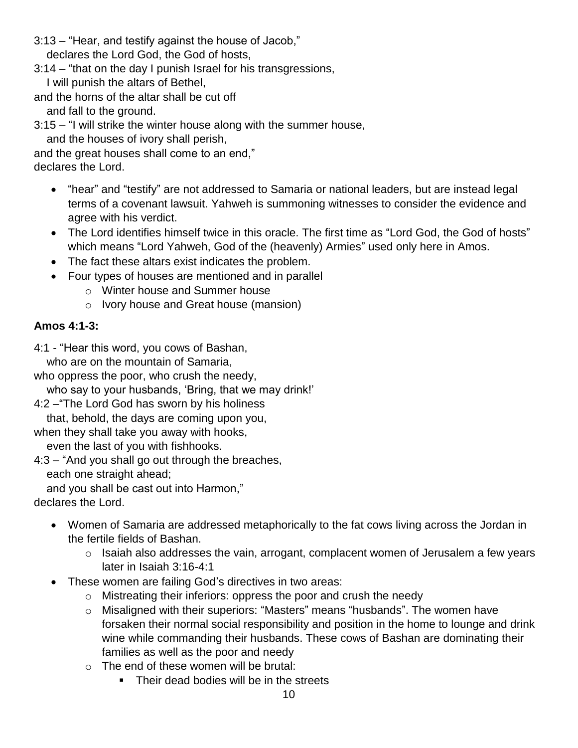3:13 – "Hear, and testify against the house of Jacob,"
   declares the Lord God, the God of hosts,
3:14 – "that on the day I punish Israel for his transgressions,
   I will punish the altars of Bethel,
and the horns of the altar shall be cut off
   and fall to the ground.
3:15 – "I will strike the winter house along with the summer house,
   and the houses of ivory shall perish,
and the great houses shall come to an end,"
declares the Lord.

- "hear" and "testify" are not addressed to Samaria or national leaders, but are instead legal terms of a covenant lawsuit. Yahweh is summoning witnesses to consider the evidence and agree with his verdict.
- The Lord identifies himself twice in this oracle. The first time as "Lord God, the God of hosts" which means "Lord Yahweh, God of the (heavenly) Armies" used only here in Amos.
- The fact these altars exist indicates the problem.
- Four types of houses are mentioned and in parallel
  - Winter house and Summer house
  - Ivory house and Great house (mansion)

**Amos 4:1-3:**

4:1 - "Hear this word, you cows of Bashan,
   who are on the mountain of Samaria,
who oppress the poor, who crush the needy,
   who say to your husbands, 'Bring, that we may drink!'
4:2 –"The Lord God has sworn by his holiness
   that, behold, the days are coming upon you,
when they shall take you away with hooks,
   even the last of you with fishhooks.
4:3 – "And you shall go out through the breaches,
   each one straight ahead;
   and you shall be cast out into Harmon,"
declares the Lord.

- Women of Samaria are addressed metaphorically to the fat cows living across the Jordan in the fertile fields of Bashan.
  - Isaiah also addresses the vain, arrogant, complacent women of Jerusalem a few years later in Isaiah 3:16-4:1
- These women are failing God's directives in two areas:
  - Mistreating their inferiors: oppress the poor and crush the needy
  - Misaligned with their superiors: "Masters" means "husbands". The women have forsaken their normal social responsibility and position in the home to lounge and drink wine while commanding their husbands. These cows of Bashan are dominating their families as well as the poor and needy
  - The end of these women will be brutal:
    - Their dead bodies will be in the streets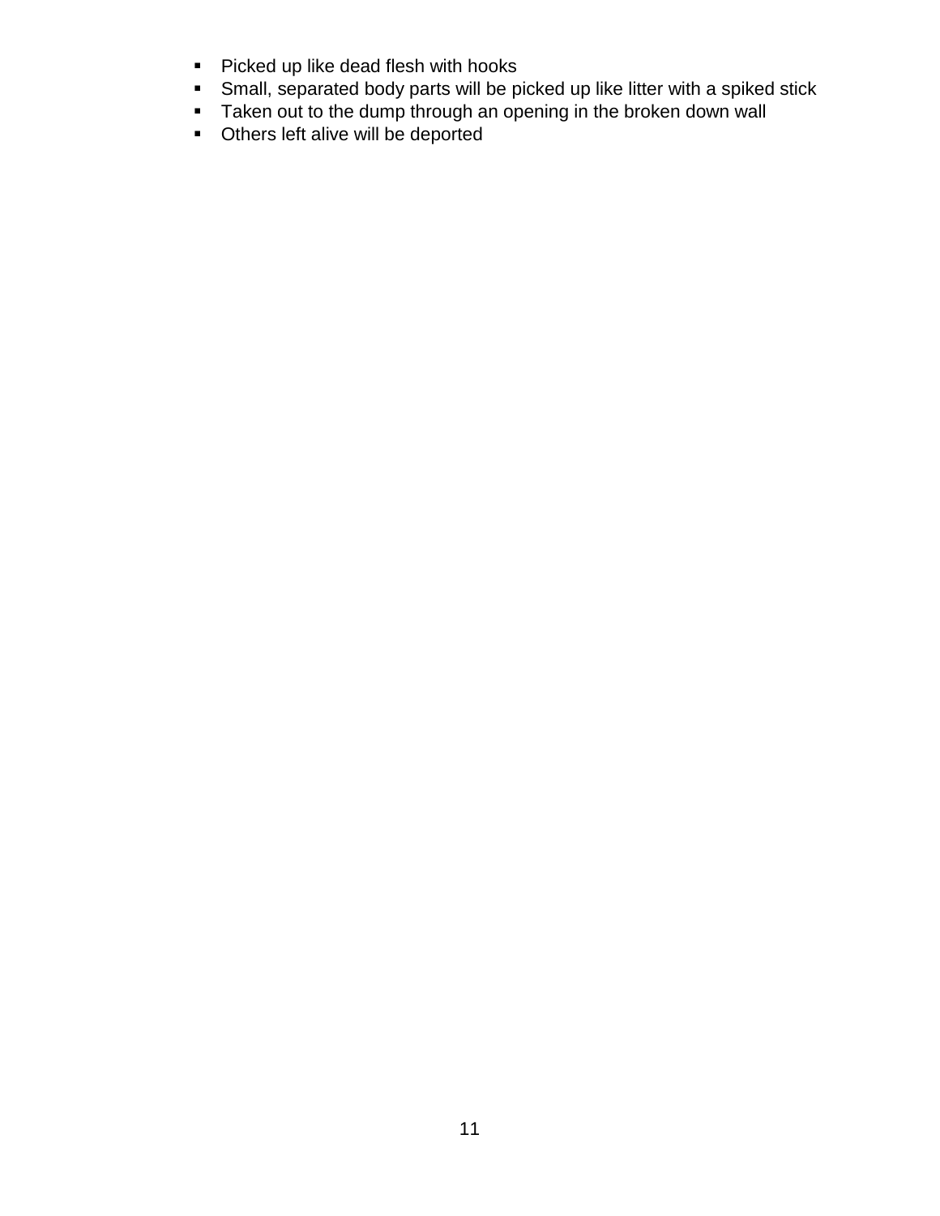- Picked up like dead flesh with hooks
- Small, separated body parts will be picked up like litter with a spiked stick
- Taken out to the dump through an opening in the broken down wall
- Others left alive will be deported